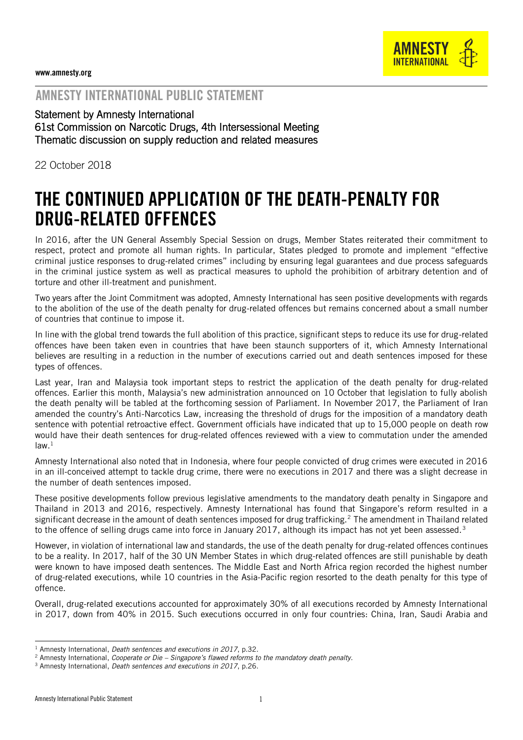www.amnesty.org

## AMNESTY INTERNATIONAL PUBLIC STATEMENT

Statement by Amnesty International
61st Commission on Narcotic Drugs, 4th Intersessional Meeting
Thematic discussion on supply reduction and related measures

22 October 2018

# THE CONTINUED APPLICATION OF THE DEATH-PENALTY FOR DRUG-RELATED OFFENCES

In 2016, after the UN General Assembly Special Session on drugs, Member States reiterated their commitment to respect, protect and promote all human rights. In particular, States pledged to promote and implement "effective criminal justice responses to drug-related crimes" including by ensuring legal guarantees and due process safeguards in the criminal justice system as well as practical measures to uphold the prohibition of arbitrary detention and of torture and other ill-treatment and punishment.

Two years after the Joint Commitment was adopted, Amnesty International has seen positive developments with regards to the abolition of the use of the death penalty for drug-related offences but remains concerned about a small number of countries that continue to impose it.

In line with the global trend towards the full abolition of this practice, significant steps to reduce its use for drug-related offences have been taken even in countries that have been staunch supporters of it, which Amnesty International believes are resulting in a reduction in the number of executions carried out and death sentences imposed for these types of offences.

Last year, Iran and Malaysia took important steps to restrict the application of the death penalty for drug-related offences. Earlier this month, Malaysia's new administration announced on 10 October that legislation to fully abolish the death penalty will be tabled at the forthcoming session of Parliament. In November 2017, the Parliament of Iran amended the country's Anti-Narcotics Law, increasing the threshold of drugs for the imposition of a mandatory death sentence with potential retroactive effect. Government officials have indicated that up to 15,000 people on death row would have their death sentences for drug-related offences reviewed with a view to commutation under the amended law.[1]

Amnesty International also noted that in Indonesia, where four people convicted of drug crimes were executed in 2016 in an ill-conceived attempt to tackle drug crime, there were no executions in 2017 and there was a slight decrease in the number of death sentences imposed.

These positive developments follow previous legislative amendments to the mandatory death penalty in Singapore and Thailand in 2013 and 2016, respectively. Amnesty International has found that Singapore's reform resulted in a significant decrease in the amount of death sentences imposed for drug trafficking.[2] The amendment in Thailand related to the offence of selling drugs came into force in January 2017, although its impact has not yet been assessed.[3]

However, in violation of international law and standards, the use of the death penalty for drug-related offences continues to be a reality. In 2017, half of the 30 UN Member States in which drug-related offences are still punishable by death were known to have imposed death sentences. The Middle East and North Africa region recorded the highest number of drug-related executions, while 10 countries in the Asia-Pacific region resorted to the death penalty for this type of offence.

Overall, drug-related executions accounted for approximately 30% of all executions recorded by Amnesty International in 2017, down from 40% in 2015. Such executions occurred in only four countries: China, Iran, Saudi Arabia and

[1] Amnesty International, *Death sentences and executions in 2017*, p.32.
[2] Amnesty International, *Cooperate or Die – Singapore's flawed reforms to the mandatory death penalty.*
[3] Amnesty International, *Death sentences and executions in 2017*, p.26.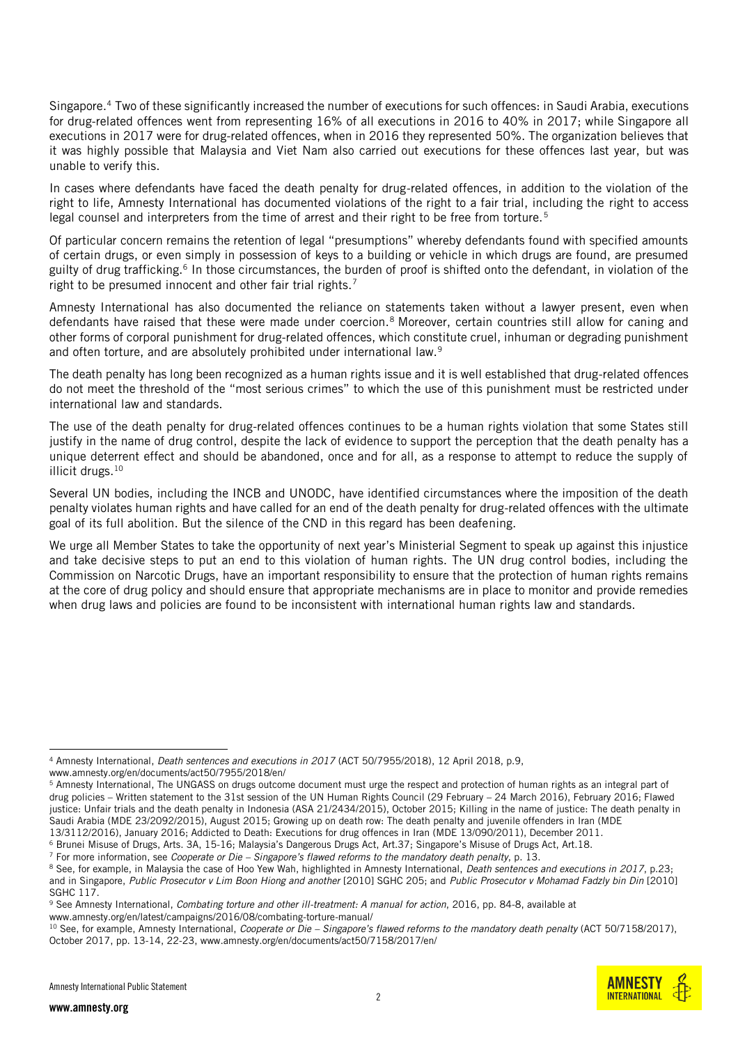Singapore.[4] Two of these significantly increased the number of executions for such offences: in Saudi Arabia, executions for drug-related offences went from representing 16% of all executions in 2016 to 40% in 2017; while Singapore all executions in 2017 were for drug-related offences, when in 2016 they represented 50%. The organization believes that it was highly possible that Malaysia and Viet Nam also carried out executions for these offences last year, but was unable to verify this.

In cases where defendants have faced the death penalty for drug-related offences, in addition to the violation of the right to life, Amnesty International has documented violations of the right to a fair trial, including the right to access legal counsel and interpreters from the time of arrest and their right to be free from torture.[5]

Of particular concern remains the retention of legal "presumptions" whereby defendants found with specified amounts of certain drugs, or even simply in possession of keys to a building or vehicle in which drugs are found, are presumed guilty of drug trafficking.[6] In those circumstances, the burden of proof is shifted onto the defendant, in violation of the right to be presumed innocent and other fair trial rights.[7]

Amnesty International has also documented the reliance on statements taken without a lawyer present, even when defendants have raised that these were made under coercion.[8] Moreover, certain countries still allow for caning and other forms of corporal punishment for drug-related offences, which constitute cruel, inhuman or degrading punishment and often torture, and are absolutely prohibited under international law.[9]

The death penalty has long been recognized as a human rights issue and it is well established that drug-related offences do not meet the threshold of the "most serious crimes" to which the use of this punishment must be restricted under international law and standards.

The use of the death penalty for drug-related offences continues to be a human rights violation that some States still justify in the name of drug control, despite the lack of evidence to support the perception that the death penalty has a unique deterrent effect and should be abandoned, once and for all, as a response to attempt to reduce the supply of illicit drugs.[10]

Several UN bodies, including the INCB and UNODC, have identified circumstances where the imposition of the death penalty violates human rights and have called for an end of the death penalty for drug-related offences with the ultimate goal of its full abolition. But the silence of the CND in this regard has been deafening.

We urge all Member States to take the opportunity of next year's Ministerial Segment to speak up against this injustice and take decisive steps to put an end to this violation of human rights. The UN drug control bodies, including the Commission on Narcotic Drugs, have an important responsibility to ensure that the protection of human rights remains at the core of drug policy and should ensure that appropriate mechanisms are in place to monitor and provide remedies when drug laws and policies are found to be inconsistent with international human rights law and standards.

---

[4] Amnesty International, *Death sentences and executions in 2017* (ACT 50/7955/2018), 12 April 2018, p.9, www.amnesty.org/en/documents/act50/7955/2018/en/

[5] Amnesty International, The UNGASS on drugs outcome document must urge the respect and protection of human rights as an integral part of drug policies – Written statement to the 31st session of the UN Human Rights Council (29 February – 24 March 2016), February 2016; Flawed justice: Unfair trials and the death penalty in Indonesia (ASA 21/2434/2015), October 2015; Killing in the name of justice: The death penalty in Saudi Arabia (MDE 23/2092/2015), August 2015; Growing up on death row: The death penalty and juvenile offenders in Iran (MDE 13/3112/2016), January 2016; Addicted to Death: Executions for drug offences in Iran (MDE 13/090/2011), December 2011.

[6] Brunei Misuse of Drugs, Arts. 3A, 15-16; Malaysia's Dangerous Drugs Act, Art.37; Singapore's Misuse of Drugs Act, Art.18.

[7] For more information, see *Cooperate or Die – Singapore's flawed reforms to the mandatory death penalty*, p. 13.

[8] See, for example, in Malaysia the case of Hoo Yew Wah, highlighted in Amnesty International, *Death sentences and executions in 2017*, p.23; and in Singapore, *Public Prosecutor v Lim Boon Hiong and another* [2010] SGHC 205; and *Public Prosecutor v Mohamad Fadzly bin Din* [2010] SGHC 117.

[9] See Amnesty International, *Combating torture and other ill-treatment: A manual for action*, 2016, pp. 84-8, available at www.amnesty.org/en/latest/campaigns/2016/08/combating-torture-manual/

[10] See, for example, Amnesty International, *Cooperate or Die – Singapore's flawed reforms to the mandatory death penalty* (ACT 50/7158/2017), October 2017, pp. 13-14, 22-23, www.amnesty.org/en/documents/act50/7158/2017/en/